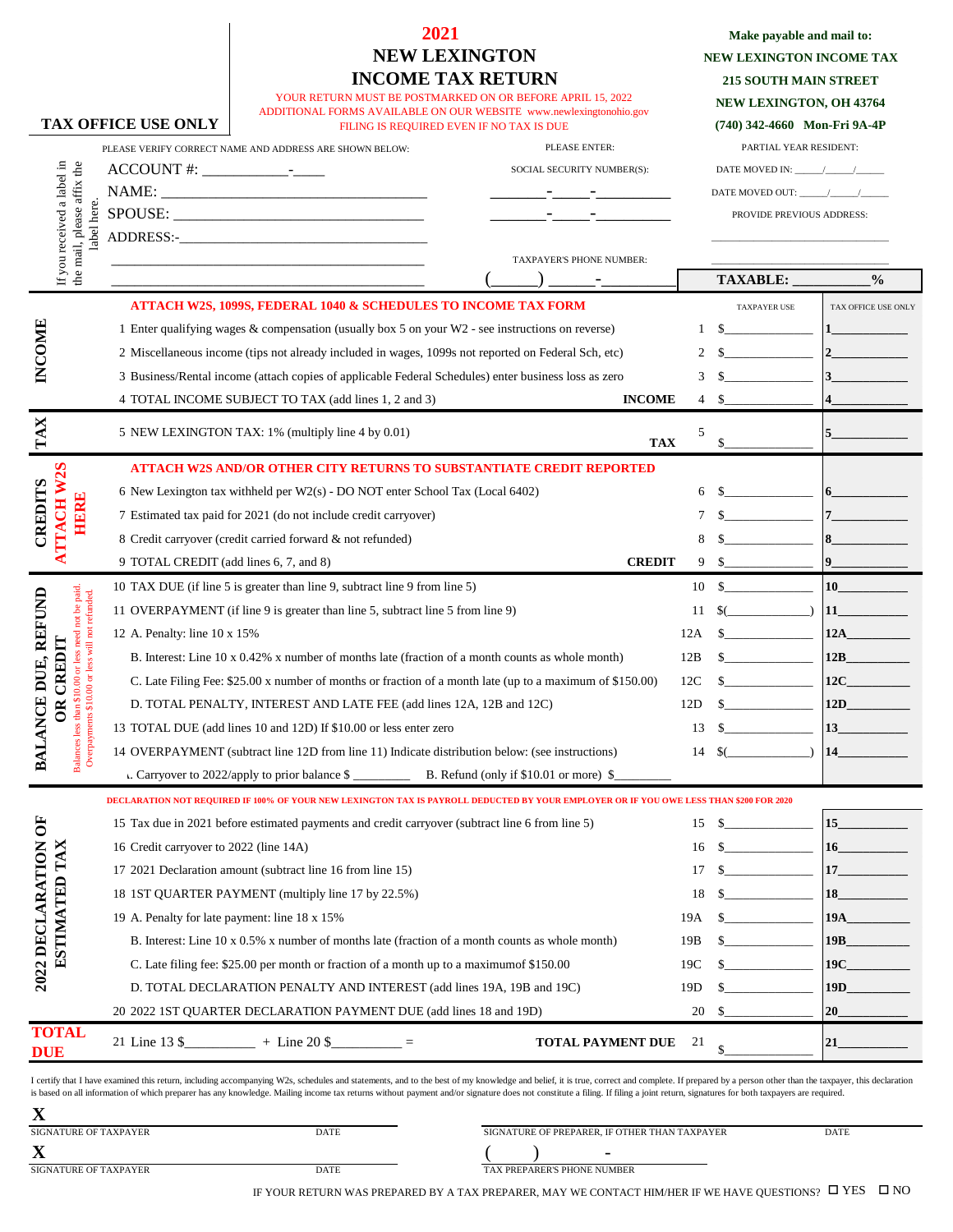# 2021 NEW LEXINGTON INCOME TAX RETURN

YOUR RETURN MUST BE POSTMARKED ON OR BEFORE APRIL 15, 2022
ADDITIONAL FORMS AVAILABLE ON OUR WEBSITE www.newlexingtonohio.gov
FILING IS REQUIRED EVEN IF NO TAX IS DUE

**Make payable and mail to:**
**NEW LEXINGTON INCOME TAX**
**215 SOUTH MAIN STREET**
**NEW LEXINGTON, OH 43764**
**(740) 342-4660 Mon-Fri 9A-4P**

**TAX OFFICE USE ONLY**

If you received a label in the mail, please affix the label here.

PLEASE VERIFY CORRECT NAME AND ADDRESS ARE SHOWN BELOW:

ACCOUNT #: ___________-____

NAME: ________________________________

SPOUSE: ______________________________

ADDRESS:-_____________________________

_______________________________________

PLEASE ENTER:

SOCIAL SECURITY NUMBER(S):

_______-_____-_________

_______-_____-_________

TAXPAYER'S PHONE NUMBER:

(_____) ______-_________

PARTIAL YEAR RESIDENT:

DATE MOVED IN: _____/_____/_____

DATE MOVED OUT: _____/_____/_____

PROVIDE PREVIOUS ADDRESS:

_______________________________

_______________________________

**TAXABLE: __________%**

| Section | Line | Line # | TAXPAYER USE | TAX OFFICE USE ONLY |
|---|---|---|---|---|
| **INCOME** | **ATTACH W2S, 1099S, FEDERAL 1040 & SCHEDULES TO INCOME TAX FORM** | | | |
| | 1 Enter qualifying wages & compensation (usually box 5 on your W2 - see instructions on reverse) | 1 | $__________ | 1__________ |
| | 2 Miscellaneous income (tips not already included in wages, 1099s not reported on Federal Sch, etc) | 2 | $__________ | 2__________ |
| | 3 Business/Rental income (attach copies of applicable Federal Schedules) enter business loss as zero | 3 | $__________ | 3__________ |
| | 4 TOTAL INCOME SUBJECT TO TAX (add lines 1, 2 and 3) **INCOME** | 4 | $__________ | 4__________ |
| **TAX** | 5 NEW LEXINGTON TAX: 1% (multiply line 4 by 0.01) **TAX** | 5 | $__________ | 5__________ |
| **CREDITS** **ATTACH W2S HERE** | **ATTACH W2S AND/OR OTHER CITY RETURNS TO SUBSTANTIATE CREDIT REPORTED** | | | |
| | 6 New Lexington tax withheld per W2(s) - DO NOT enter School Tax (Local 6402) | 6 | $__________ | 6__________ |
| | 7 Estimated tax paid for 2021 (do not include credit carryover) | 7 | $__________ | 7__________ |
| | 8 Credit carryover (credit carried forward & not refunded) | 8 | $__________ | 8__________ |
| | 9 TOTAL CREDIT (add lines 6, 7, and 8) **CREDIT** | 9 | $__________ | 9__________ |
| **BALANCE DUE, REFUND OR CREDIT** (Balances less than $10.00 or less need not be paid. Overpayments $10.00 or less will not refunded.) | 10 TAX DUE (if line 5 is greater than line 9, subtract line 9 from line 5) | 10 | $__________ | 10__________ |
| | 11 OVERPAYMENT (if line 9 is greater than line 5, subtract line 5 from line 9) | 11 | $(__________) | 11__________ |
| | 12 A. Penalty: line 10 x 15% | 12A | $__________ | 12A__________ |
| | B. Interest: Line 10 x 0.42% x number of months late (fraction of a month counts as whole month) | 12B | $__________ | 12B__________ |
| | C. Late Filing Fee: $25.00 x number of months or fraction of a month late (up to a maximum of $150.00) | 12C | $__________ | 12C__________ |
| | D. TOTAL PENALTY, INTEREST AND LATE FEE (add lines 12A, 12B and 12C) | 12D | $__________ | 12D__________ |
| | 13 TOTAL DUE (add lines 10 and 12D) If $10.00 or less enter zero | 13 | $__________ | 13__________ |
| | 14 OVERPAYMENT (subtract line 12D from line 11) Indicate distribution below: (see instructions) | 14 | $(__________) | 14__________ |
| | A. Carryover to 2022/apply to prior balance $ _________ B. Refund (only if $10.01 or more) $_________ | | | |
| **2022 DECLARATION OF ESTIMATED TAX** | **DECLARATION NOT REQUIRED IF 100% OF YOUR NEW LEXINGTON TAX IS PAYROLL DEDUCTED BY YOUR EMPLOYER OR IF YOU OWE LESS THAN $200 FOR 2020** | | | |
| | 15 Tax due in 2021 before estimated payments and credit carryover (subtract line 6 from line 5) | 15 | $__________ | 15__________ |
| | 16 Credit carryover to 2022 (line 14A) | 16 | $__________ | 16__________ |
| | 17 2021 Declaration amount (subtract line 16 from line 15) | 17 | $__________ | 17__________ |
| | 18 1ST QUARTER PAYMENT (multiply line 17 by 22.5%) | 18 | $__________ | 18__________ |
| | 19 A. Penalty for late payment: line 18 x 15% | 19A | $__________ | 19A__________ |
| | B. Interest: Line 10 x 0.5% x number of months late (fraction of a month counts as whole month) | 19B | $__________ | 19B__________ |
| | C. Late filing fee: $25.00 per month or fraction of a month up to a maximumof $150.00 | 19C | $__________ | 19C__________ |
| | D. TOTAL DECLARATION PENALTY AND INTEREST (add lines 19A, 19B and 19C) | 19D | $__________ | 19D__________ |
| | 20 2022 1ST QUARTER DECLARATION PAYMENT DUE (add lines 18 and 19D) | 20 | $__________ | 20__________ |
| **TOTAL DUE** | 21 Line 13 $__________ + Line 20 $__________ = **TOTAL PAYMENT DUE** | 21 | $__________ | 21__________ |

I certify that I have examined this return, including accompanying W2s, schedules and statements, and to the best of my knowledge and belief, it is true, correct and complete. If prepared by a person other than the taxpayer, this declaration is based on all information of which preparer has any knowledge. Mailing income tax returns without payment and/or signature does not constitute a filing. If filing a joint return, signatures for both taxpayers are required.

**X** ______________________________ SIGNATURE OF TAXPAYER DATE

**X** ______________________________ SIGNATURE OF TAXPAYER DATE

______________________________ SIGNATURE OF PREPARER, IF OTHER THAN TAXPAYER DATE

( ) - TAX PREPARER'S PHONE NUMBER

IF YOUR RETURN WAS PREPARED BY A TAX PREPARER, MAY WE CONTACT HIM/HER IF WE HAVE QUESTIONS? ☐ YES ☐ NO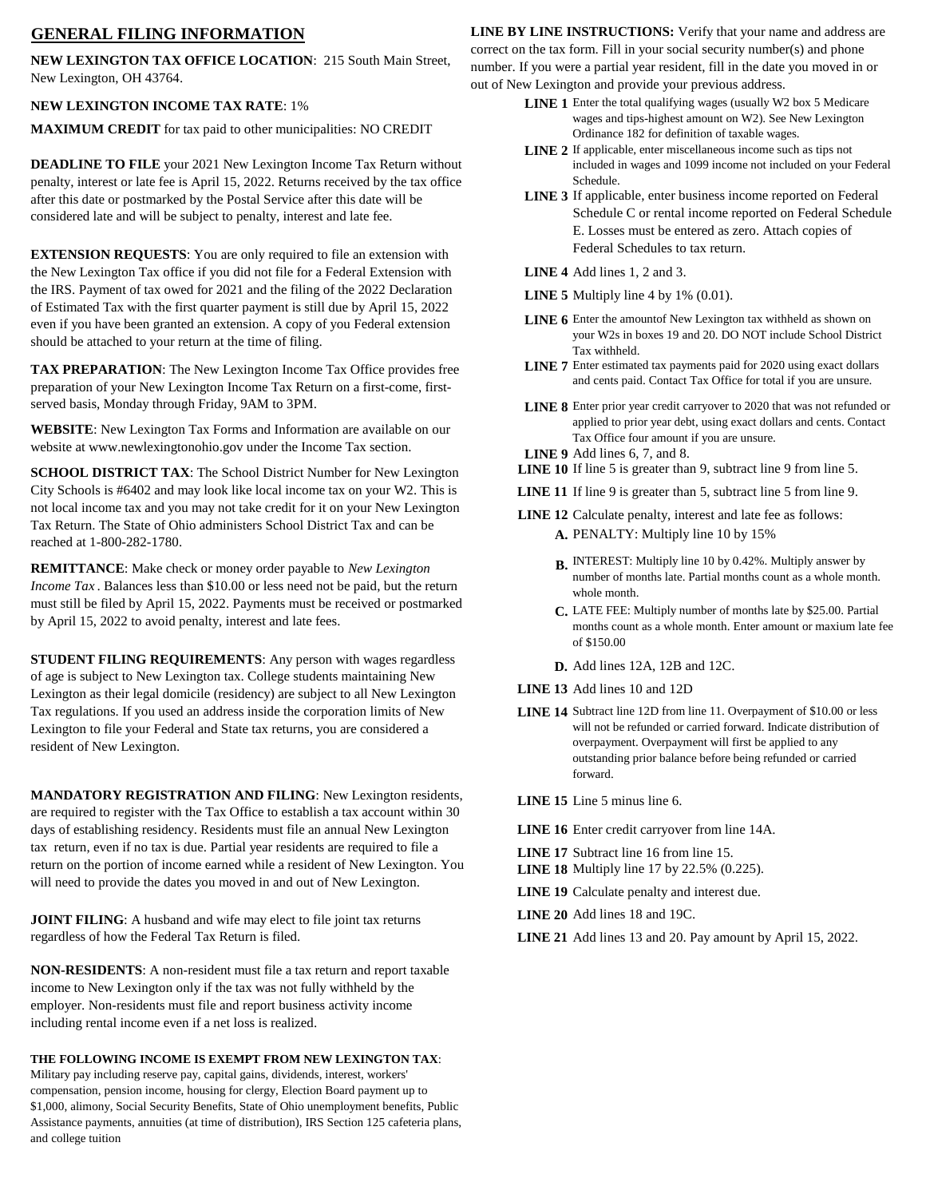## GENERAL FILING INFORMATION

**NEW LEXINGTON TAX OFFICE LOCATION**: 215 South Main Street, New Lexington, OH 43764.

**NEW LEXINGTON INCOME TAX RATE**: 1%

**MAXIMUM CREDIT** for tax paid to other municipalities: NO CREDIT

**DEADLINE TO FILE** your 2021 New Lexington Income Tax Return without penalty, interest or late fee is April 15, 2022. Returns received by the tax office after this date or postmarked by the Postal Service after this date will be considered late and will be subject to penalty, interest and late fee.

**EXTENSION REQUESTS**: You are only required to file an extension with the New Lexington Tax office if you did not file for a Federal Extension with the IRS. Payment of tax owed for 2021 and the filing of the 2022 Declaration of Estimated Tax with the first quarter payment is still due by April 15, 2022 even if you have been granted an extension. A copy of you Federal extension should be attached to your return at the time of filing.

**TAX PREPARATION**: The New Lexington Income Tax Office provides free preparation of your New Lexington Income Tax Return on a first-come, first-served basis, Monday through Friday, 9AM to 3PM.

**WEBSITE**: New Lexington Tax Forms and Information are available on our website at www.newlexingtonohio.gov under the Income Tax section.

**SCHOOL DISTRICT TAX**: The School District Number for New Lexington City Schools is #6402 and may look like local income tax on your W2. This is not local income tax and you may not take credit for it on your New Lexington Tax Return. The State of Ohio administers School District Tax and can be reached at 1-800-282-1780.

**REMITTANCE**: Make check or money order payable to *New Lexington Income Tax*. Balances less than $10.00 or less need not be paid, but the return must still be filed by April 15, 2022. Payments must be received or postmarked by April 15, 2022 to avoid penalty, interest and late fees.

**STUDENT FILING REQUIREMENTS**: Any person with wages regardless of age is subject to New Lexington tax. College students maintaining New Lexington as their legal domicile (residency) are subject to all New Lexington Tax regulations. If you used an address inside the corporation limits of New Lexington to file your Federal and State tax returns, you are considered a resident of New Lexington.

**MANDATORY REGISTRATION AND FILING**: New Lexington residents, are required to register with the Tax Office to establish a tax account within 30 days of establishing residency. Residents must file an annual New Lexington tax return, even if no tax is due. Partial year residents are required to file a return on the portion of income earned while a resident of New Lexington. You will need to provide the dates you moved in and out of New Lexington.

**JOINT FILING**: A husband and wife may elect to file joint tax returns regardless of how the Federal Tax Return is filed.

**NON-RESIDENTS**: A non-resident must file a tax return and report taxable income to New Lexington only if the tax was not fully withheld by the employer. Non-residents must file and report business activity income including rental income even if a net loss is realized.

**THE FOLLOWING INCOME IS EXEMPT FROM NEW LEXINGTON TAX**: Military pay including reserve pay, capital gains, dividends, interest, workers' compensation, pension income, housing for clergy, Election Board payment up to $1,000, alimony, Social Security Benefits, State of Ohio unemployment benefits, Public Assistance payments, annuities (at time of distribution), IRS Section 125 cafeteria plans, and college tuition

**LINE BY LINE INSTRUCTIONS:** Verify that your name and address are correct on the tax form. Fill in your social security number(s) and phone number. If you were a partial year resident, fill in the date you moved in or out of New Lexington and provide your previous address.

**LINE 1** Enter the total qualifying wages (usually W2 box 5 Medicare wages and tips-highest amount on W2). See New Lexington Ordinance 182 for definition of taxable wages.

**LINE 2** If applicable, enter miscellaneous income such as tips not included in wages and 1099 income not included on your Federal Schedule.

**LINE 3** If applicable, enter business income reported on Federal Schedule C or rental income reported on Federal Schedule E. Losses must be entered as zero. Attach copies of Federal Schedules to tax return.

**LINE 4** Add lines 1, 2 and 3.

**LINE 5** Multiply line 4 by 1% (0.01).

**LINE 6** Enter the amountof New Lexington tax withheld as shown on your W2s in boxes 19 and 20. DO NOT include School District Tax withheld.

**LINE 7** Enter estimated tax payments paid for 2020 using exact dollars and cents paid. Contact Tax Office for total if you are unsure.

**LINE 8** Enter prior year credit carryover to 2020 that was not refunded or applied to prior year debt, using exact dollars and cents. Contact Tax Office four amount if you are unsure.

**LINE 9** Add lines 6, 7, and 8.

**LINE 10** If line 5 is greater than 9, subtract line 9 from line 5.

**LINE 11** If line 9 is greater than 5, subtract line 5 from line 9.

**LINE 12** Calculate penalty, interest and late fee as follows:

- **A.** PENALTY: Multiply line 10 by 15%
- **B.** INTEREST: Multiply line 10 by 0.42%. Multiply answer by number of months late. Partial months count as a whole month. whole month.
- **C.** LATE FEE: Multiply number of months late by $25.00. Partial months count as a whole month. Enter amount or maxium late fee of $150.00
- **D.** Add lines 12A, 12B and 12C.

**LINE 13** Add lines 10 and 12D

**LINE 14** Subtract line 12D from line 11. Overpayment of $10.00 or less will not be refunded or carried forward. Indicate distribution of overpayment. Overpayment will first be applied to any outstanding prior balance before being refunded or carried forward.

**LINE 15** Line 5 minus line 6.

**LINE 16** Enter credit carryover from line 14A.

**LINE 17** Subtract line 16 from line 15.

**LINE 18** Multiply line 17 by 22.5% (0.225).

**LINE 19** Calculate penalty and interest due.

**LINE 20** Add lines 18 and 19C.

**LINE 21** Add lines 13 and 20. Pay amount by April 15, 2022.